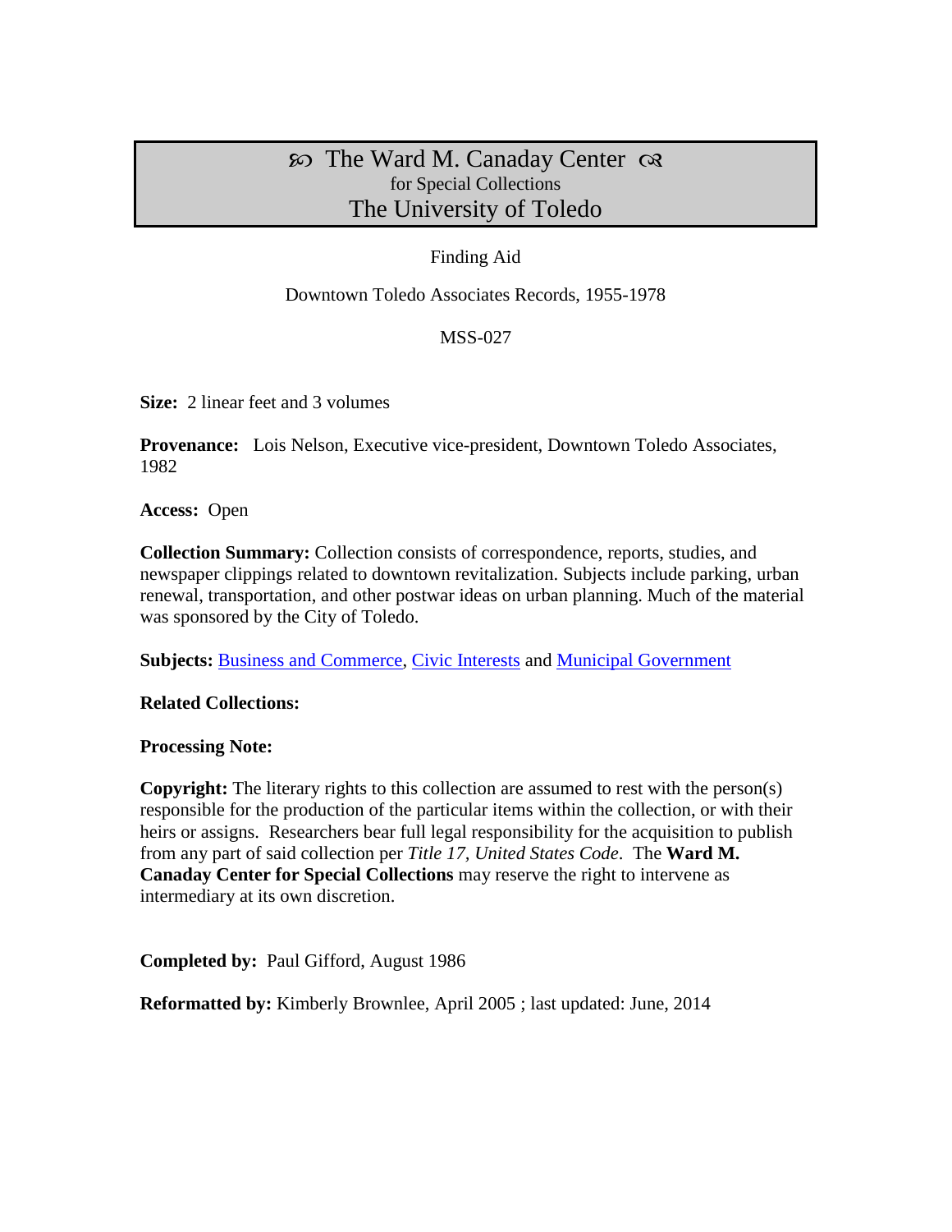# ꕥ The Ward M. Canaday Center ꕥ
for Special Collections
The University of Toledo

Finding Aid

Downtown Toledo Associates Records, 1955-1978

MSS-027

**Size:** 2 linear feet and 3 volumes

**Provenance:** Lois Nelson, Executive vice-president, Downtown Toledo Associates, 1982

**Access:** Open

**Collection Summary:** Collection consists of correspondence, reports, studies, and newspaper clippings related to downtown revitalization. Subjects include parking, urban renewal, transportation, and other postwar ideas on urban planning. Much of the material was sponsored by the City of Toledo.

**Subjects:** Business and Commerce, Civic Interests and Municipal Government

**Related Collections:**

**Processing Note:**

**Copyright:** The literary rights to this collection are assumed to rest with the person(s) responsible for the production of the particular items within the collection, or with their heirs or assigns. Researchers bear full legal responsibility for the acquisition to publish from any part of said collection per *Title 17, United States Code*. The **Ward M. Canaday Center for Special Collections** may reserve the right to intervene as intermediary at its own discretion.

**Completed by:** Paul Gifford, August 1986

**Reformatted by:** Kimberly Brownlee, April 2005 ; last updated: June, 2014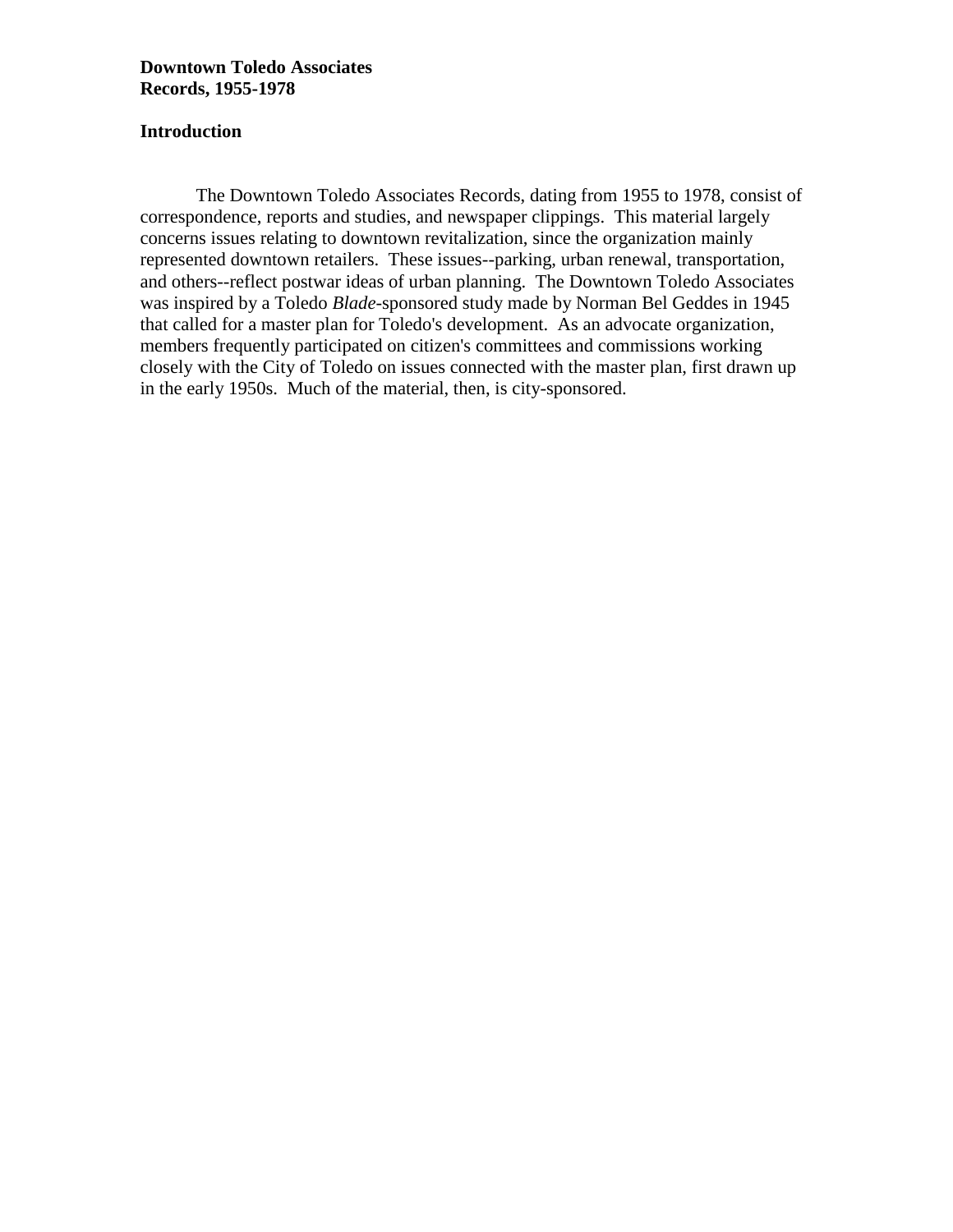**Downtown Toledo Associates**
**Records, 1955-1978**

## Introduction

The Downtown Toledo Associates Records, dating from 1955 to 1978, consist of correspondence, reports and studies, and newspaper clippings. This material largely concerns issues relating to downtown revitalization, since the organization mainly represented downtown retailers. These issues--parking, urban renewal, transportation, and others--reflect postwar ideas of urban planning. The Downtown Toledo Associates was inspired by a Toledo *Blade*-sponsored study made by Norman Bel Geddes in 1945 that called for a master plan for Toledo's development. As an advocate organization, members frequently participated on citizen's committees and commissions working closely with the City of Toledo on issues connected with the master plan, first drawn up in the early 1950s. Much of the material, then, is city-sponsored.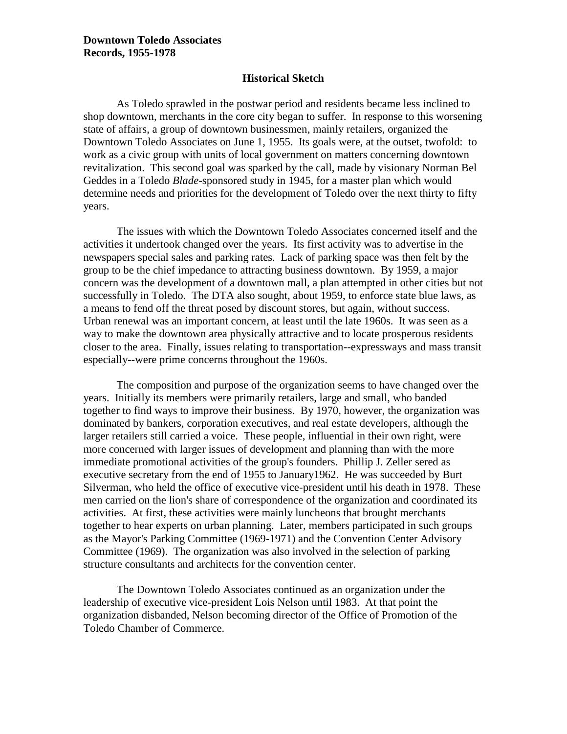**Downtown Toledo Associates**
**Records, 1955-1978**

## Historical Sketch

As Toledo sprawled in the postwar period and residents became less inclined to shop downtown, merchants in the core city began to suffer. In response to this worsening state of affairs, a group of downtown businessmen, mainly retailers, organized the Downtown Toledo Associates on June 1, 1955. Its goals were, at the outset, twofold: to work as a civic group with units of local government on matters concerning downtown revitalization. This second goal was sparked by the call, made by visionary Norman Bel Geddes in a Toledo *Blade*-sponsored study in 1945, for a master plan which would determine needs and priorities for the development of Toledo over the next thirty to fifty years.

The issues with which the Downtown Toledo Associates concerned itself and the activities it undertook changed over the years. Its first activity was to advertise in the newspapers special sales and parking rates. Lack of parking space was then felt by the group to be the chief impedance to attracting business downtown. By 1959, a major concern was the development of a downtown mall, a plan attempted in other cities but not successfully in Toledo. The DTA also sought, about 1959, to enforce state blue laws, as a means to fend off the threat posed by discount stores, but again, without success. Urban renewal was an important concern, at least until the late 1960s. It was seen as a way to make the downtown area physically attractive and to locate prosperous residents closer to the area. Finally, issues relating to transportation--expressways and mass transit especially--were prime concerns throughout the 1960s.

The composition and purpose of the organization seems to have changed over the years. Initially its members were primarily retailers, large and small, who banded together to find ways to improve their business. By 1970, however, the organization was dominated by bankers, corporation executives, and real estate developers, although the larger retailers still carried a voice. These people, influential in their own right, were more concerned with larger issues of development and planning than with the more immediate promotional activities of the group's founders. Phillip J. Zeller sered as executive secretary from the end of 1955 to January1962. He was succeeded by Burt Silverman, who held the office of executive vice-president until his death in 1978. These men carried on the lion's share of correspondence of the organization and coordinated its activities. At first, these activities were mainly luncheons that brought merchants together to hear experts on urban planning. Later, members participated in such groups as the Mayor's Parking Committee (1969-1971) and the Convention Center Advisory Committee (1969). The organization was also involved in the selection of parking structure consultants and architects for the convention center.

The Downtown Toledo Associates continued as an organization under the leadership of executive vice-president Lois Nelson until 1983. At that point the organization disbanded, Nelson becoming director of the Office of Promotion of the Toledo Chamber of Commerce.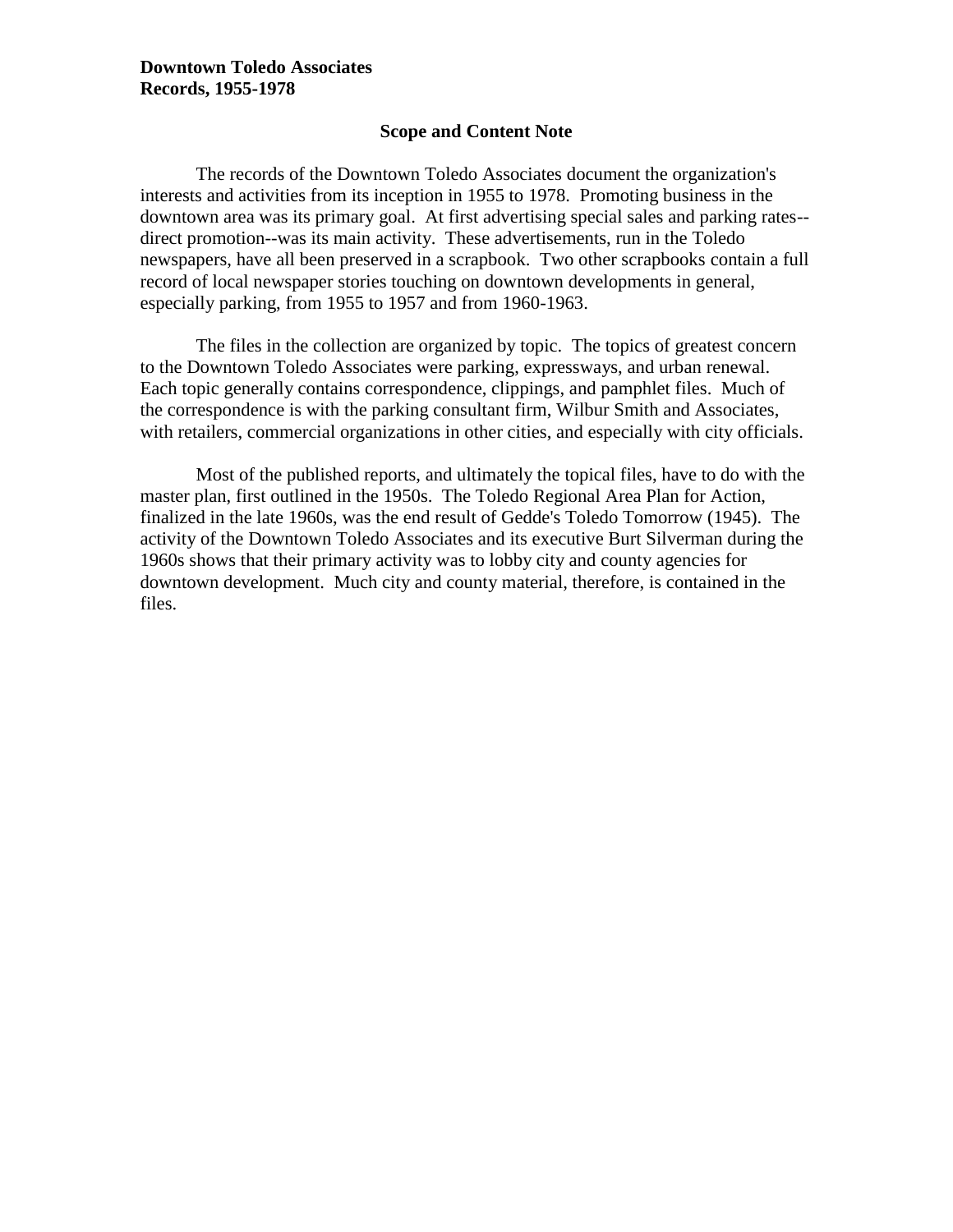**Downtown Toledo Associates**
**Records, 1955-1978**

## Scope and Content Note

The records of the Downtown Toledo Associates document the organization's interests and activities from its inception in 1955 to 1978. Promoting business in the downtown area was its primary goal. At first advertising special sales and parking rates--direct promotion--was its main activity. These advertisements, run in the Toledo newspapers, have all been preserved in a scrapbook. Two other scrapbooks contain a full record of local newspaper stories touching on downtown developments in general, especially parking, from 1955 to 1957 and from 1960-1963.

The files in the collection are organized by topic. The topics of greatest concern to the Downtown Toledo Associates were parking, expressways, and urban renewal. Each topic generally contains correspondence, clippings, and pamphlet files. Much of the correspondence is with the parking consultant firm, Wilbur Smith and Associates, with retailers, commercial organizations in other cities, and especially with city officials.

Most of the published reports, and ultimately the topical files, have to do with the master plan, first outlined in the 1950s. The Toledo Regional Area Plan for Action, finalized in the late 1960s, was the end result of Gedde's Toledo Tomorrow (1945). The activity of the Downtown Toledo Associates and its executive Burt Silverman during the 1960s shows that their primary activity was to lobby city and county agencies for downtown development. Much city and county material, therefore, is contained in the files.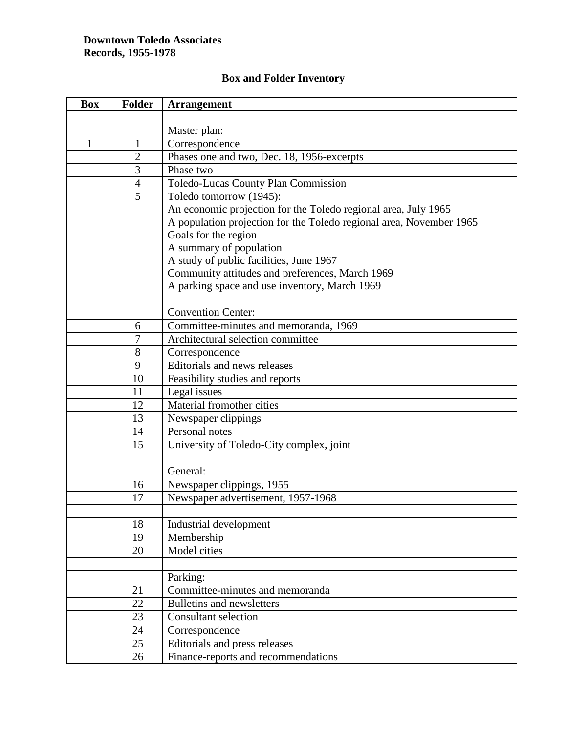**Downtown Toledo Associates**
**Records, 1955-1978**

## Box and Folder Inventory

| Box | Folder | Arrangement |
|---|---|---|
| | | |
| | | Master plan: |
| 1 | 1 | Correspondence |
| | 2 | Phases one and two, Dec. 18, 1956-excerpts |
| | 3 | Phase two |
| | 4 | Toledo-Lucas County Plan Commission |
| | 5 | Toledo tomorrow (1945):<br>An economic projection for the Toledo regional area, July 1965<br>A population projection for the Toledo regional area, November 1965<br>Goals for the region<br>A summary of population<br>A study of public facilities, June 1967<br>Community attitudes and preferences, March 1969<br>A parking space and use inventory, March 1969 |
| | | |
| | | Convention Center: |
| | 6 | Committee-minutes and memoranda, 1969 |
| | 7 | Architectural selection committee |
| | 8 | Correspondence |
| | 9 | Editorials and news releases |
| | 10 | Feasibility studies and reports |
| | 11 | Legal issues |
| | 12 | Material fromother cities |
| | 13 | Newspaper clippings |
| | 14 | Personal notes |
| | 15 | University of Toledo-City complex, joint |
| | | |
| | | General: |
| | 16 | Newspaper clippings, 1955 |
| | 17 | Newspaper advertisement, 1957-1968 |
| | | |
| | 18 | Industrial development |
| | 19 | Membership |
| | 20 | Model cities |
| | | |
| | | Parking: |
| | 21 | Committee-minutes and memoranda |
| | 22 | Bulletins and newsletters |
| | 23 | Consultant selection |
| | 24 | Correspondence |
| | 25 | Editorials and press releases |
| | 26 | Finance-reports and recommendations |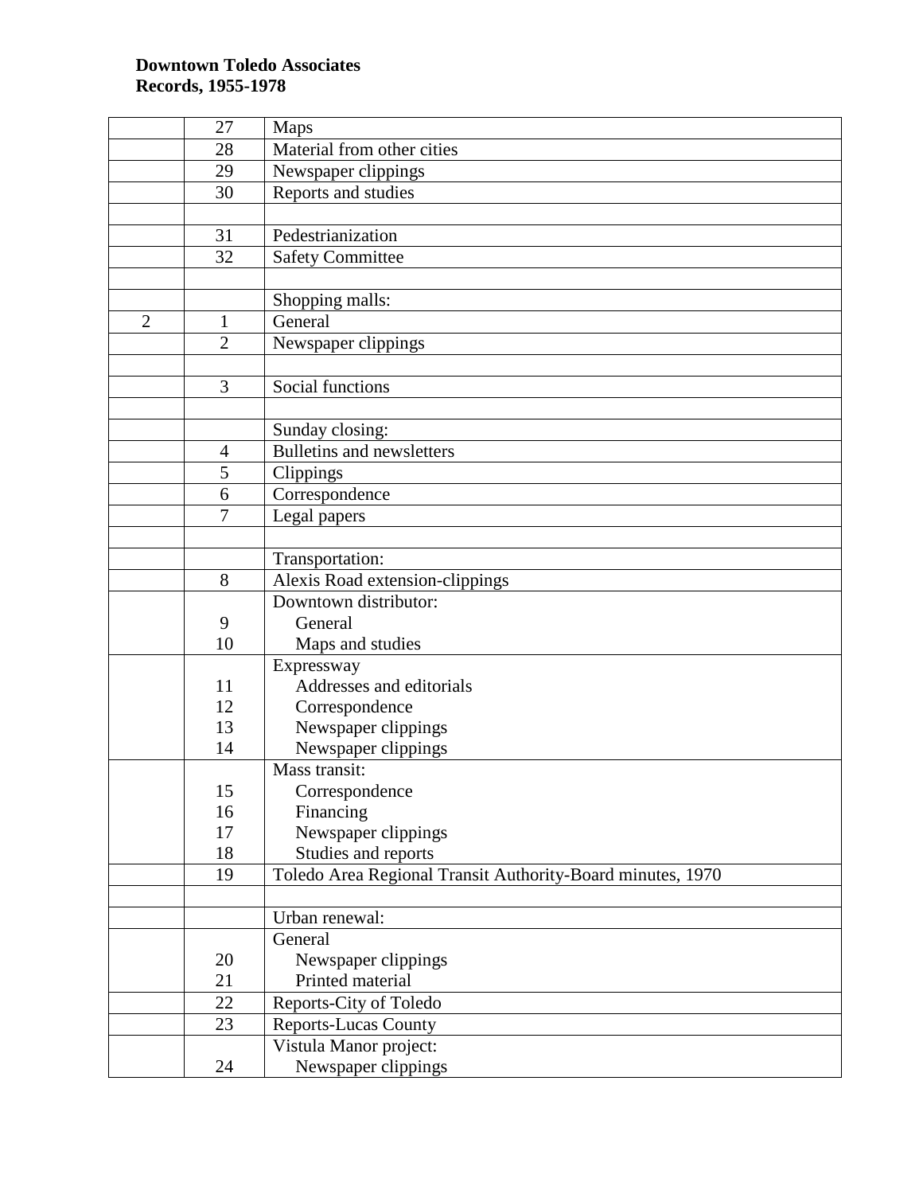**Downtown Toledo Associates**
**Records, 1955-1978**

| | | |
|---|---|---|
| | 27 | Maps |
| | 28 | Material from other cities |
| | 29 | Newspaper clippings |
| | 30 | Reports and studies |
| | | |
| | 31 | Pedestrianization |
| | 32 | Safety Committee |
| | | |
| | | Shopping malls: |
| 2 | 1 | General |
| | 2 | Newspaper clippings |
| | | |
| | 3 | Social functions |
| | | |
| | | Sunday closing: |
| | 4 | Bulletins and newsletters |
| | 5 | Clippings |
| | 6 | Correspondence |
| | 7 | Legal papers |
| | | |
| | | Transportation: |
| | 8 | Alexis Road extension-clippings |
| | | Downtown distributor: |
| | 9 | General |
| | 10 | Maps and studies |
| | | Expressway |
| | 11 | Addresses and editorials |
| | 12 | Correspondence |
| | 13 | Newspaper clippings |
| | 14 | Newspaper clippings |
| | | Mass transit: |
| | 15 | Correspondence |
| | 16 | Financing |
| | 17 | Newspaper clippings |
| | 18 | Studies and reports |
| | 19 | Toledo Area Regional Transit Authority-Board minutes, 1970 |
| | | |
| | | Urban renewal: |
| | | General |
| | 20 | Newspaper clippings |
| | 21 | Printed material |
| | 22 | Reports-City of Toledo |
| | 23 | Reports-Lucas County |
| | | Vistula Manor project: |
| | 24 | Newspaper clippings |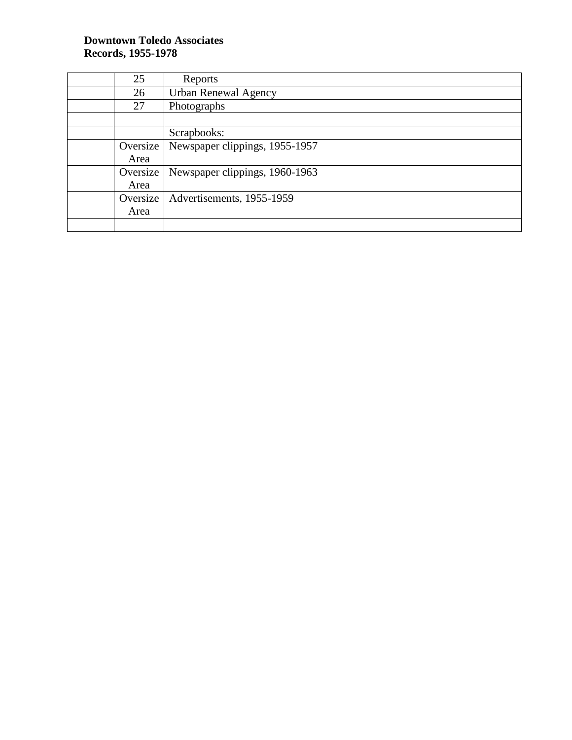**Downtown Toledo Associates**
**Records, 1955-1978**

| | | |
|---|---|---|
| | 25 | Reports |
| | 26 | Urban Renewal Agency |
| | 27 | Photographs |
| | | |
| | | Scrapbooks: |
| | Oversize Area | Newspaper clippings, 1955-1957 |
| | Oversize Area | Newspaper clippings, 1960-1963 |
| | Oversize Area | Advertisements, 1955-1959 |
| | | |